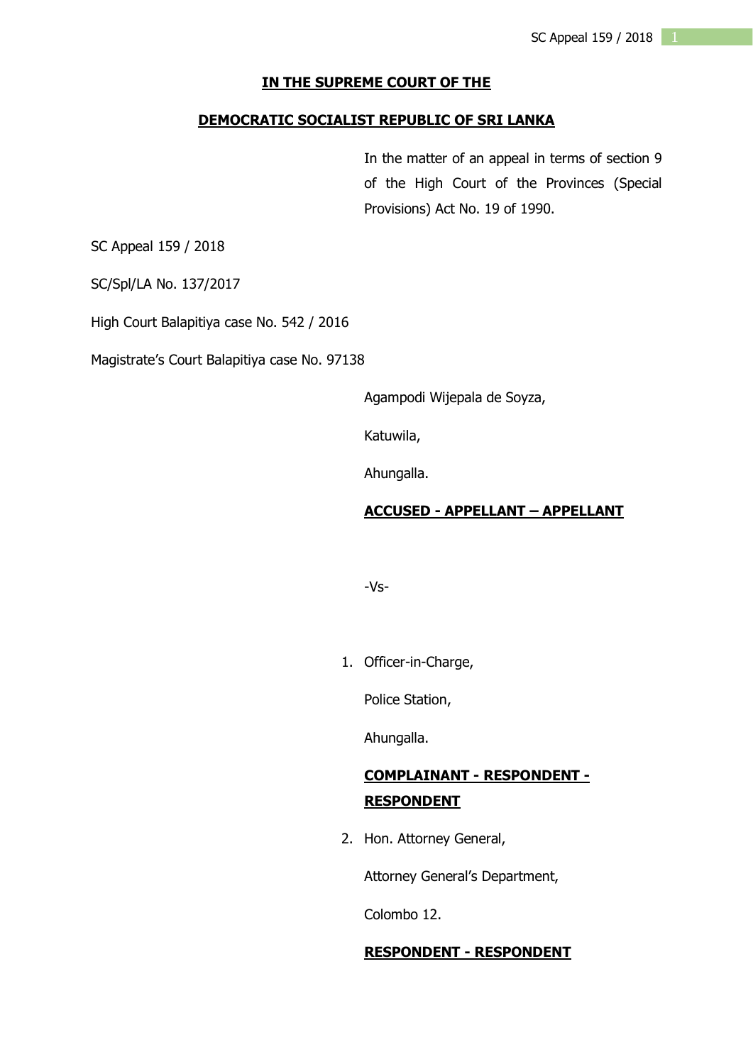**IN THE SUPREME COURT OF THE**

**DEMOCRATIC SOCIALIST REPUBLIC OF SRI LANKA**

In the matter of an appeal in terms of section 9 of the High Court of the Provinces (Special Provisions) Act No. 19 of 1990.

SC Appeal 159 / 2018

SC/Spl/LA No. 137/2017

High Court Balapitiya case No. 542 / 2016

Magistrate's Court Balapitiya case No. 97138

Agampodi Wijepala de Soyza,

Katuwila,

Ahungalla.

**ACCUSED - APPELLANT – APPELLANT**

-Vs-

1. Officer-in-Charge,

   Police Station,

   Ahungalla.

   **COMPLAINANT - RESPONDENT - RESPONDENT**

2. Hon. Attorney General,

   Attorney General's Department,

   Colombo 12.

   **RESPONDENT - RESPONDENT**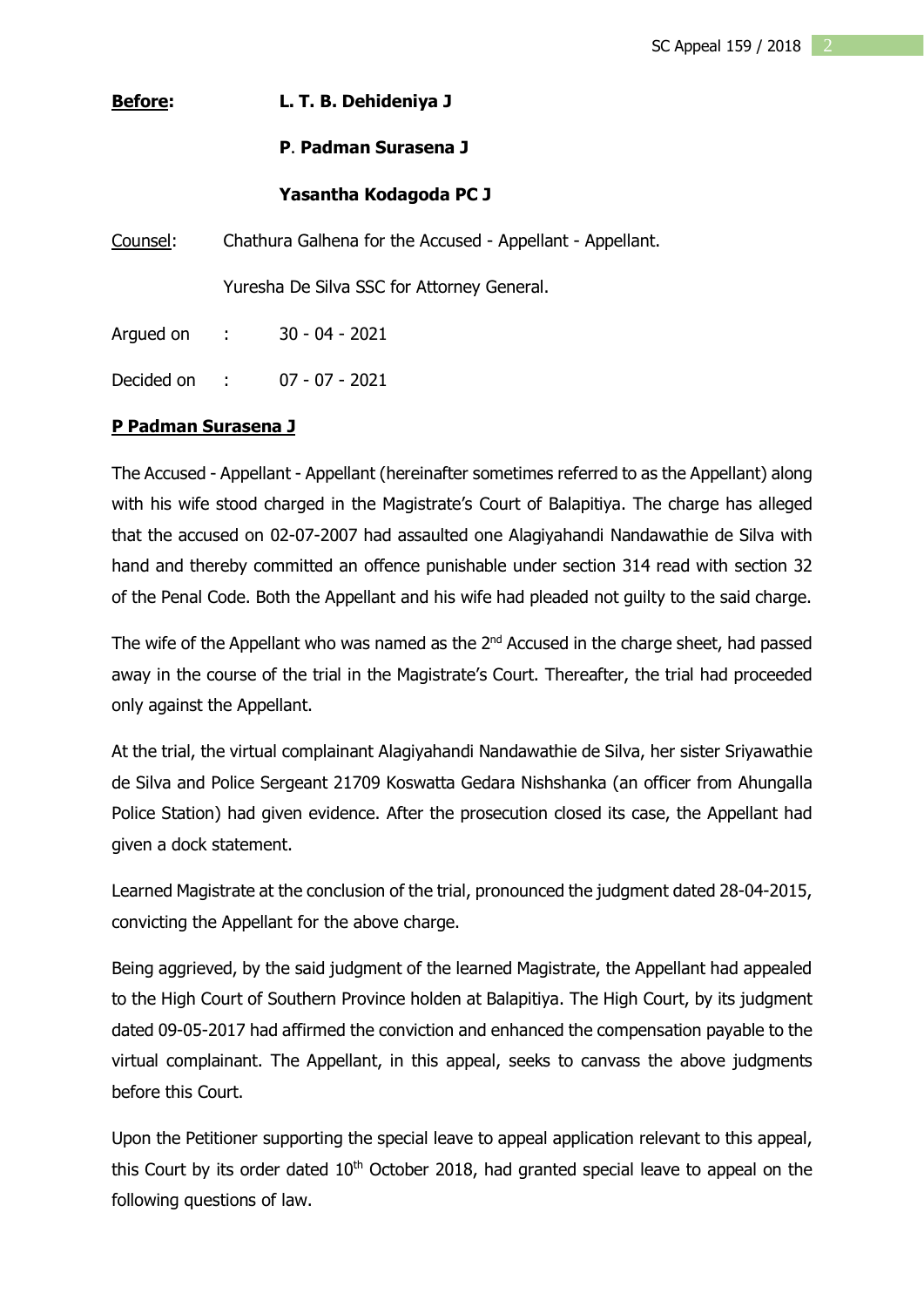**Before:** **L. T. B. Dehideniya J**

**P. Padman Surasena J**

**Yasantha Kodagoda PC J**

Counsel: Chathura Galhena for the Accused - Appellant - Appellant.

Yuresha De Silva SSC for Attorney General.

Argued on : 30 - 04 - 2021

Decided on : 07 - 07 - 2021

**P Padman Surasena J**

The Accused - Appellant - Appellant (hereinafter sometimes referred to as the Appellant) along with his wife stood charged in the Magistrate's Court of Balapitiya. The charge has alleged that the accused on 02-07-2007 had assaulted one Alagiyahandi Nandawathie de Silva with hand and thereby committed an offence punishable under section 314 read with section 32 of the Penal Code. Both the Appellant and his wife had pleaded not guilty to the said charge.

The wife of the Appellant who was named as the 2nd Accused in the charge sheet, had passed away in the course of the trial in the Magistrate's Court. Thereafter, the trial had proceeded only against the Appellant.

At the trial, the virtual complainant Alagiyahandi Nandawathie de Silva, her sister Sriyawathie de Silva and Police Sergeant 21709 Koswatta Gedara Nishshanka (an officer from Ahungalla Police Station) had given evidence. After the prosecution closed its case, the Appellant had given a dock statement.

Learned Magistrate at the conclusion of the trial, pronounced the judgment dated 28-04-2015, convicting the Appellant for the above charge.

Being aggrieved, by the said judgment of the learned Magistrate, the Appellant had appealed to the High Court of Southern Province holden at Balapitiya. The High Court, by its judgment dated 09-05-2017 had affirmed the conviction and enhanced the compensation payable to the virtual complainant. The Appellant, in this appeal, seeks to canvass the above judgments before this Court.

Upon the Petitioner supporting the special leave to appeal application relevant to this appeal, this Court by its order dated 10th October 2018, had granted special leave to appeal on the following questions of law.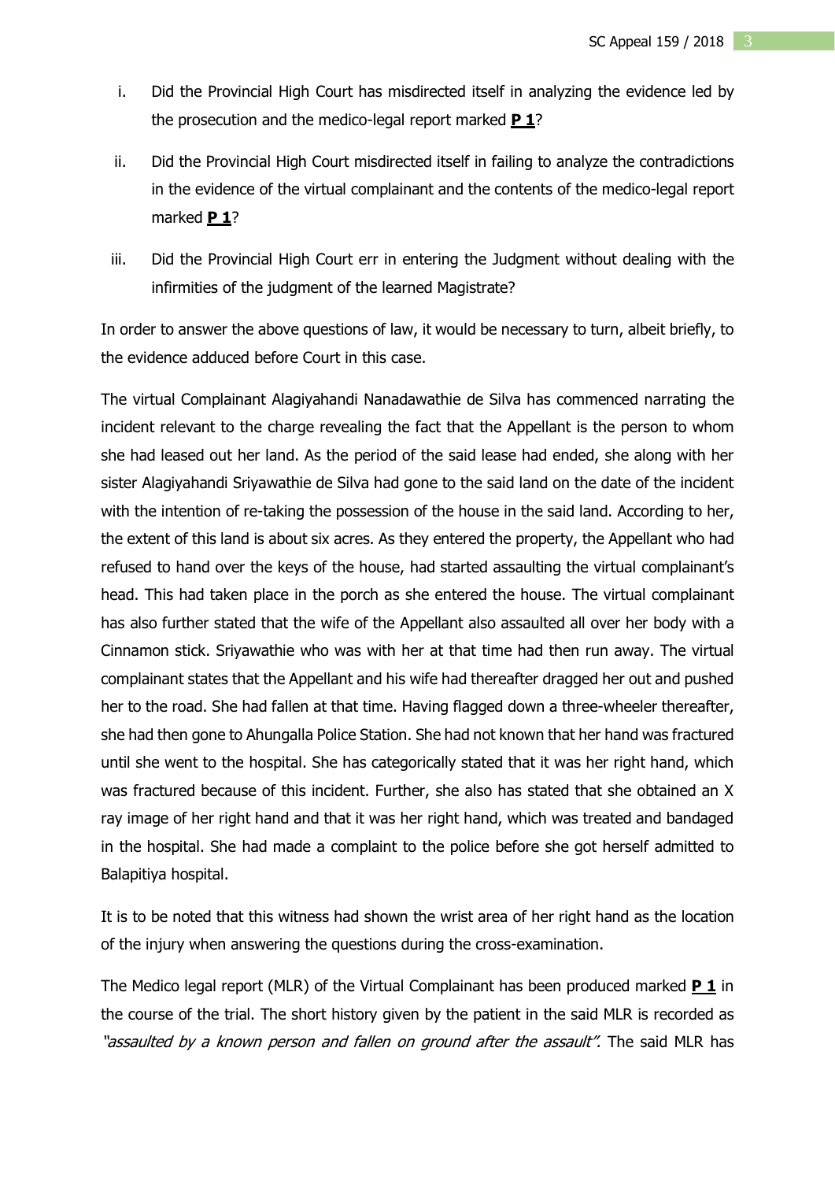i. Did the Provincial High Court has misdirected itself in analyzing the evidence led by the prosecution and the medico-legal report marked **P 1**?

ii. Did the Provincial High Court misdirected itself in failing to analyze the contradictions in the evidence of the virtual complainant and the contents of the medico-legal report marked **P 1**?

iii. Did the Provincial High Court err in entering the Judgment without dealing with the infirmities of the judgment of the learned Magistrate?

In order to answer the above questions of law, it would be necessary to turn, albeit briefly, to the evidence adduced before Court in this case.

The virtual Complainant Alagiyahandi Nanadawathie de Silva has commenced narrating the incident relevant to the charge revealing the fact that the Appellant is the person to whom she had leased out her land. As the period of the said lease had ended, she along with her sister Alagiyahandi Sriyawathie de Silva had gone to the said land on the date of the incident with the intention of re-taking the possession of the house in the said land. According to her, the extent of this land is about six acres. As they entered the property, the Appellant who had refused to hand over the keys of the house, had started assaulting the virtual complainant's head. This had taken place in the porch as she entered the house. The virtual complainant has also further stated that the wife of the Appellant also assaulted all over her body with a Cinnamon stick. Sriyawathie who was with her at that time had then run away. The virtual complainant states that the Appellant and his wife had thereafter dragged her out and pushed her to the road. She had fallen at that time. Having flagged down a three-wheeler thereafter, she had then gone to Ahungalla Police Station. She had not known that her hand was fractured until she went to the hospital. She has categorically stated that it was her right hand, which was fractured because of this incident. Further, she also has stated that she obtained an X ray image of her right hand and that it was her right hand, which was treated and bandaged in the hospital. She had made a complaint to the police before she got herself admitted to Balapitiya hospital.

It is to be noted that this witness had shown the wrist area of her right hand as the location of the injury when answering the questions during the cross-examination.

The Medico legal report (MLR) of the Virtual Complainant has been produced marked **P 1** in the course of the trial. The short history given by the patient in the said MLR is recorded as *"assaulted by a known person and fallen on ground after the assault".* The said MLR has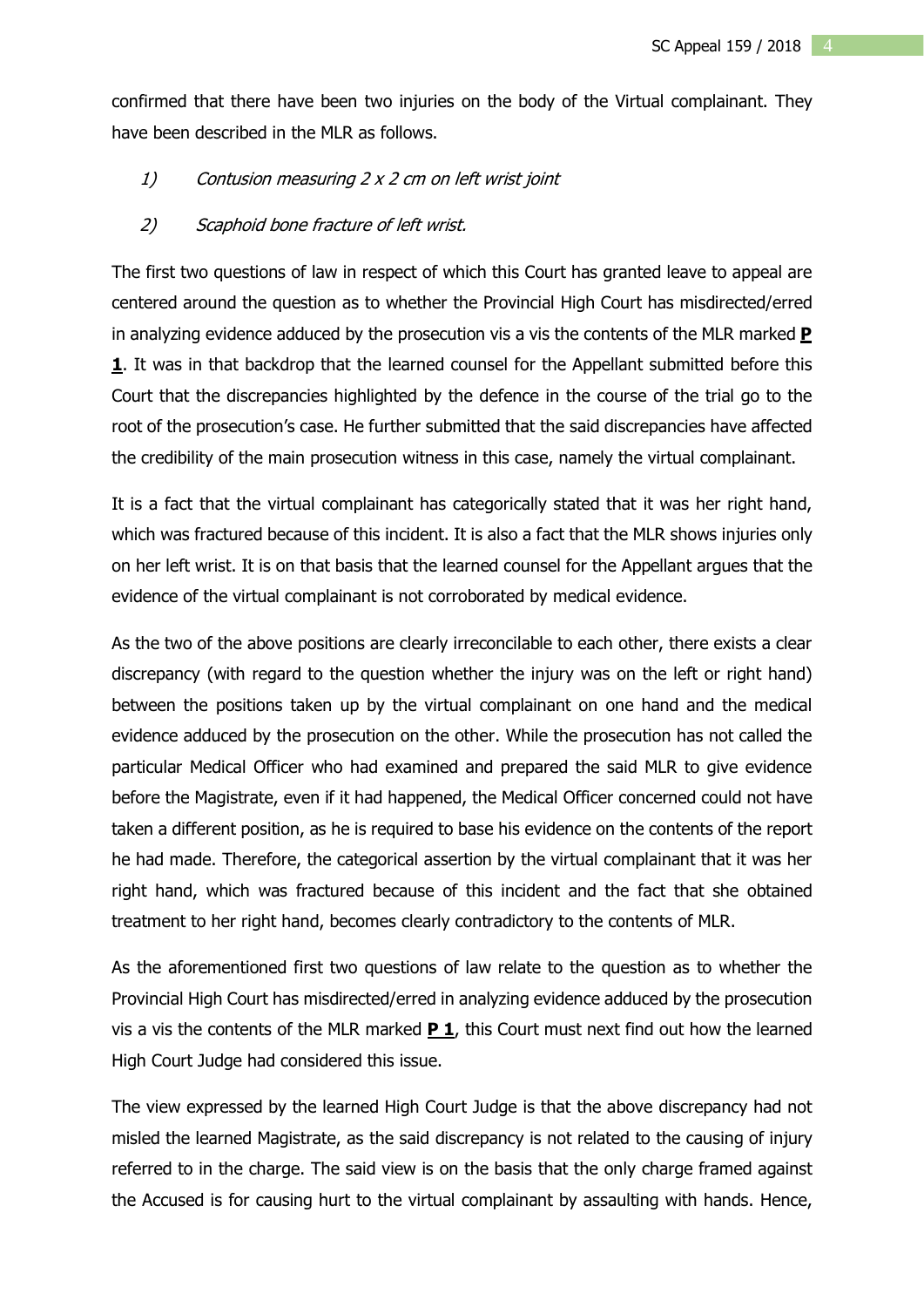confirmed that there have been two injuries on the body of the Virtual complainant. They have been described in the MLR as follows.

1) *Contusion measuring 2 x 2 cm on left wrist joint*

2) *Scaphoid bone fracture of left wrist.*

The first two questions of law in respect of which this Court has granted leave to appeal are centered around the question as to whether the Provincial High Court has misdirected/erred in analyzing evidence adduced by the prosecution vis a vis the contents of the MLR marked **P 1**. It was in that backdrop that the learned counsel for the Appellant submitted before this Court that the discrepancies highlighted by the defence in the course of the trial go to the root of the prosecution's case. He further submitted that the said discrepancies have affected the credibility of the main prosecution witness in this case, namely the virtual complainant.

It is a fact that the virtual complainant has categorically stated that it was her right hand, which was fractured because of this incident. It is also a fact that the MLR shows injuries only on her left wrist. It is on that basis that the learned counsel for the Appellant argues that the evidence of the virtual complainant is not corroborated by medical evidence.

As the two of the above positions are clearly irreconcilable to each other, there exists a clear discrepancy (with regard to the question whether the injury was on the left or right hand) between the positions taken up by the virtual complainant on one hand and the medical evidence adduced by the prosecution on the other. While the prosecution has not called the particular Medical Officer who had examined and prepared the said MLR to give evidence before the Magistrate, even if it had happened, the Medical Officer concerned could not have taken a different position, as he is required to base his evidence on the contents of the report he had made. Therefore, the categorical assertion by the virtual complainant that it was her right hand, which was fractured because of this incident and the fact that she obtained treatment to her right hand, becomes clearly contradictory to the contents of MLR.

As the aforementioned first two questions of law relate to the question as to whether the Provincial High Court has misdirected/erred in analyzing evidence adduced by the prosecution vis a vis the contents of the MLR marked **P 1**, this Court must next find out how the learned High Court Judge had considered this issue.

The view expressed by the learned High Court Judge is that the above discrepancy had not misled the learned Magistrate, as the said discrepancy is not related to the causing of injury referred to in the charge. The said view is on the basis that the only charge framed against the Accused is for causing hurt to the virtual complainant by assaulting with hands. Hence,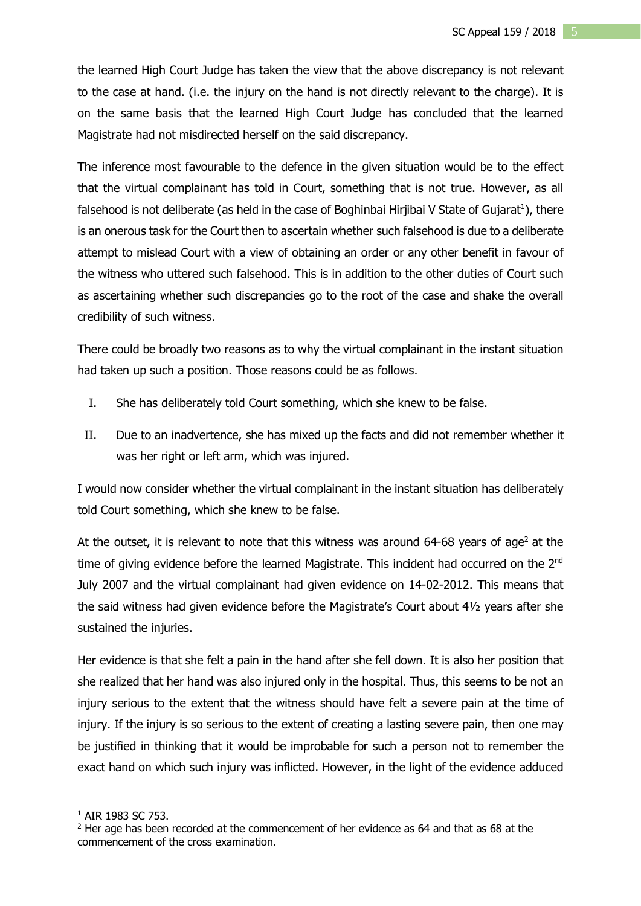the learned High Court Judge has taken the view that the above discrepancy is not relevant to the case at hand. (i.e. the injury on the hand is not directly relevant to the charge). It is on the same basis that the learned High Court Judge has concluded that the learned Magistrate had not misdirected herself on the said discrepancy.

The inference most favourable to the defence in the given situation would be to the effect that the virtual complainant has told in Court, something that is not true. However, as all falsehood is not deliberate (as held in the case of Boghinbai Hirjibai V State of Gujarat[1]), there is an onerous task for the Court then to ascertain whether such falsehood is due to a deliberate attempt to mislead Court with a view of obtaining an order or any other benefit in favour of the witness who uttered such falsehood. This is in addition to the other duties of Court such as ascertaining whether such discrepancies go to the root of the case and shake the overall credibility of such witness.

There could be broadly two reasons as to why the virtual complainant in the instant situation had taken up such a position. Those reasons could be as follows.

I. She has deliberately told Court something, which she knew to be false.

II. Due to an inadvertence, she has mixed up the facts and did not remember whether it was her right or left arm, which was injured.

I would now consider whether the virtual complainant in the instant situation has deliberately told Court something, which she knew to be false.

At the outset, it is relevant to note that this witness was around 64-68 years of age[2] at the time of giving evidence before the learned Magistrate. This incident had occurred on the 2nd July 2007 and the virtual complainant had given evidence on 14-02-2012. This means that the said witness had given evidence before the Magistrate's Court about 4½ years after she sustained the injuries.

Her evidence is that she felt a pain in the hand after she fell down. It is also her position that she realized that her hand was also injured only in the hospital. Thus, this seems to be not an injury serious to the extent that the witness should have felt a severe pain at the time of injury. If the injury is so serious to the extent of creating a lasting severe pain, then one may be justified in thinking that it would be improbable for such a person not to remember the exact hand on which such injury was inflicted. However, in the light of the evidence adduced

---

[1] AIR 1983 SC 753.

[2] Her age has been recorded at the commencement of her evidence as 64 and that as 68 at the commencement of the cross examination.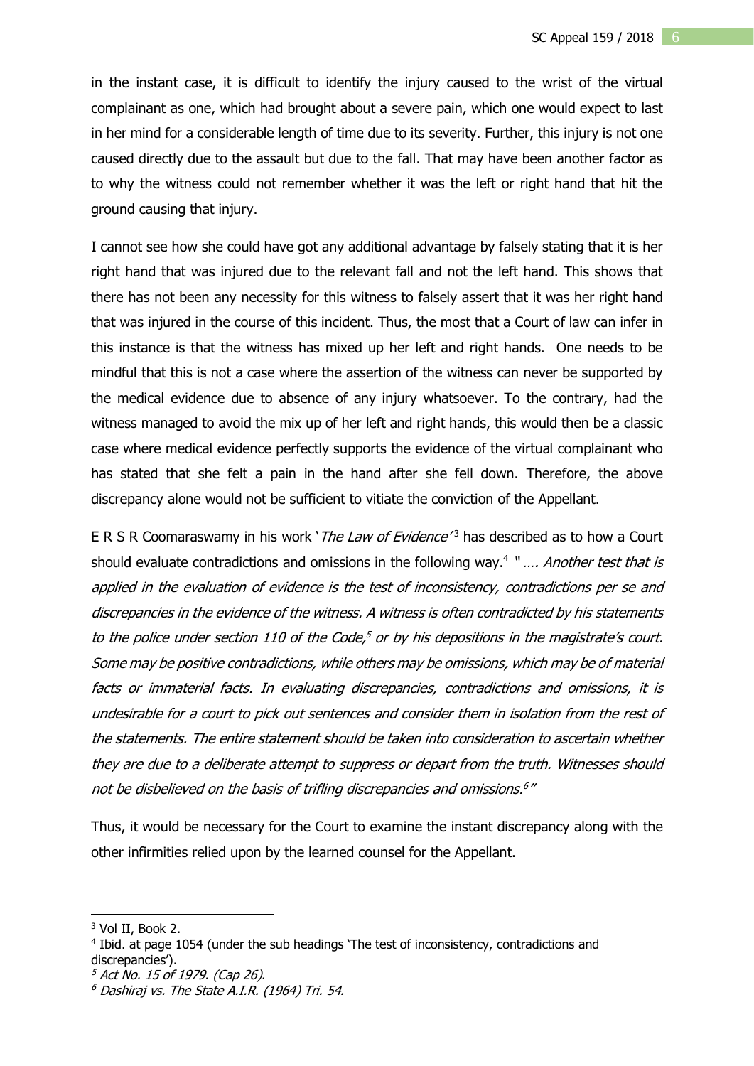in the instant case, it is difficult to identify the injury caused to the wrist of the virtual complainant as one, which had brought about a severe pain, which one would expect to last in her mind for a considerable length of time due to its severity. Further, this injury is not one caused directly due to the assault but due to the fall. That may have been another factor as to why the witness could not remember whether it was the left or right hand that hit the ground causing that injury.

I cannot see how she could have got any additional advantage by falsely stating that it is her right hand that was injured due to the relevant fall and not the left hand. This shows that there has not been any necessity for this witness to falsely assert that it was her right hand that was injured in the course of this incident. Thus, the most that a Court of law can infer in this instance is that the witness has mixed up her left and right hands. One needs to be mindful that this is not a case where the assertion of the witness can never be supported by the medical evidence due to absence of any injury whatsoever. To the contrary, had the witness managed to avoid the mix up of her left and right hands, this would then be a classic case where medical evidence perfectly supports the evidence of the virtual complainant who has stated that she felt a pain in the hand after she fell down. Therefore, the above discrepancy alone would not be sufficient to vitiate the conviction of the Appellant.

E R S R Coomaraswamy in his work '*The Law of Evidence*'[3] has described as to how a Court should evaluate contradictions and omissions in the following way.[4] "*…. Another test that is applied in the evaluation of evidence is the test of inconsistency, contradictions per se and discrepancies in the evidence of the witness. A witness is often contradicted by his statements to the police under section 110 of the Code,[5] or by his depositions in the magistrate's court. Some may be positive contradictions, while others may be omissions, which may be of material facts or immaterial facts. In evaluating discrepancies, contradictions and omissions, it is undesirable for a court to pick out sentences and consider them in isolation from the rest of the statements. The entire statement should be taken into consideration to ascertain whether they are due to a deliberate attempt to suppress or depart from the truth. Witnesses should not be disbelieved on the basis of trifling discrepancies and omissions.[6]*"

Thus, it would be necessary for the Court to examine the instant discrepancy along with the other infirmities relied upon by the learned counsel for the Appellant.

---

[3] Vol II, Book 2.

[4] Ibid. at page 1054 (under the sub headings 'The test of inconsistency, contradictions and discrepancies').

[5] *Act No. 15 of 1979. (Cap 26).*

[6] *Dashiraj vs. The State A.I.R. (1964) Tri. 54.*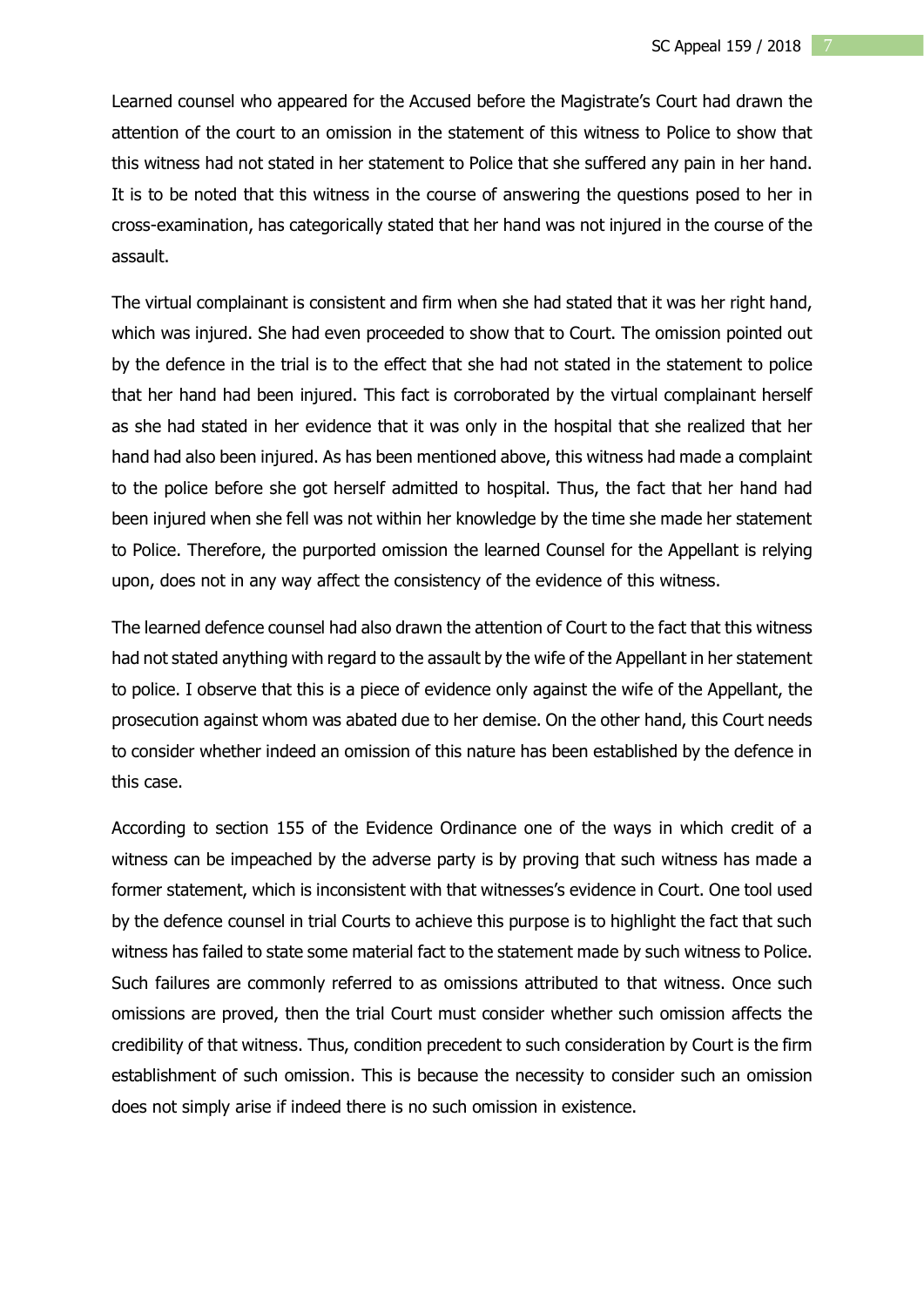Learned counsel who appeared for the Accused before the Magistrate's Court had drawn the attention of the court to an omission in the statement of this witness to Police to show that this witness had not stated in her statement to Police that she suffered any pain in her hand. It is to be noted that this witness in the course of answering the questions posed to her in cross-examination, has categorically stated that her hand was not injured in the course of the assault.

The virtual complainant is consistent and firm when she had stated that it was her right hand, which was injured. She had even proceeded to show that to Court. The omission pointed out by the defence in the trial is to the effect that she had not stated in the statement to police that her hand had been injured. This fact is corroborated by the virtual complainant herself as she had stated in her evidence that it was only in the hospital that she realized that her hand had also been injured. As has been mentioned above, this witness had made a complaint to the police before she got herself admitted to hospital. Thus, the fact that her hand had been injured when she fell was not within her knowledge by the time she made her statement to Police. Therefore, the purported omission the learned Counsel for the Appellant is relying upon, does not in any way affect the consistency of the evidence of this witness.

The learned defence counsel had also drawn the attention of Court to the fact that this witness had not stated anything with regard to the assault by the wife of the Appellant in her statement to police. I observe that this is a piece of evidence only against the wife of the Appellant, the prosecution against whom was abated due to her demise. On the other hand, this Court needs to consider whether indeed an omission of this nature has been established by the defence in this case.

According to section 155 of the Evidence Ordinance one of the ways in which credit of a witness can be impeached by the adverse party is by proving that such witness has made a former statement, which is inconsistent with that witnesses's evidence in Court. One tool used by the defence counsel in trial Courts to achieve this purpose is to highlight the fact that such witness has failed to state some material fact to the statement made by such witness to Police. Such failures are commonly referred to as omissions attributed to that witness. Once such omissions are proved, then the trial Court must consider whether such omission affects the credibility of that witness. Thus, condition precedent to such consideration by Court is the firm establishment of such omission. This is because the necessity to consider such an omission does not simply arise if indeed there is no such omission in existence.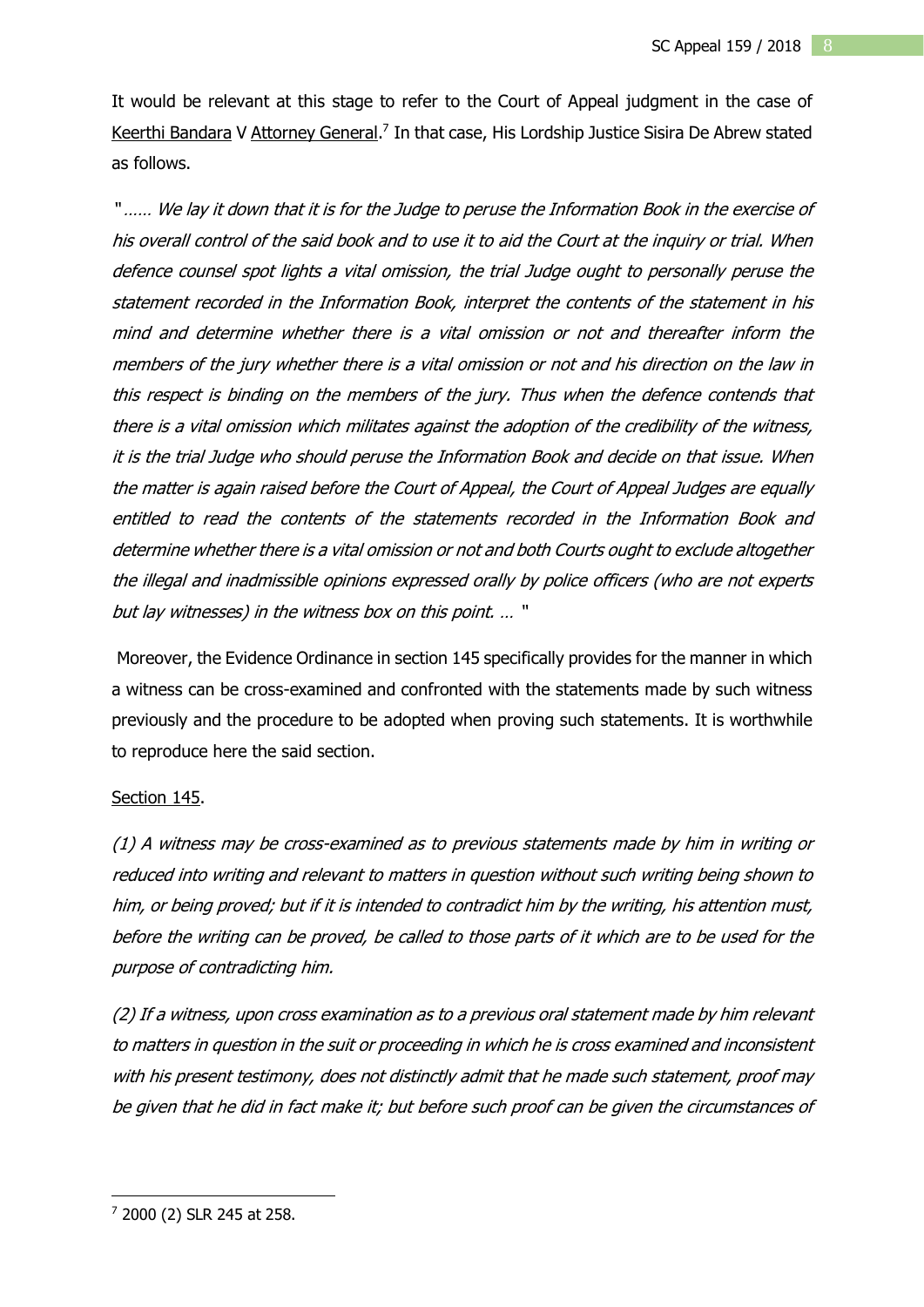It would be relevant at this stage to refer to the Court of Appeal judgment in the case of Keerthi Bandara V Attorney General.[7] In that case, His Lordship Justice Sisira De Abrew stated as follows.

*"…… We lay it down that it is for the Judge to peruse the Information Book in the exercise of his overall control of the said book and to use it to aid the Court at the inquiry or trial. When defence counsel spot lights a vital omission, the trial Judge ought to personally peruse the statement recorded in the Information Book, interpret the contents of the statement in his mind and determine whether there is a vital omission or not and thereafter inform the members of the jury whether there is a vital omission or not and his direction on the law in this respect is binding on the members of the jury. Thus when the defence contends that there is a vital omission which militates against the adoption of the credibility of the witness, it is the trial Judge who should peruse the Information Book and decide on that issue. When the matter is again raised before the Court of Appeal, the Court of Appeal Judges are equally entitled to read the contents of the statements recorded in the Information Book and determine whether there is a vital omission or not and both Courts ought to exclude altogether the illegal and inadmissible opinions expressed orally by police officers (who are not experts but lay witnesses) in the witness box on this point. … "*

Moreover, the Evidence Ordinance in section 145 specifically provides for the manner in which a witness can be cross-examined and confronted with the statements made by such witness previously and the procedure to be adopted when proving such statements. It is worthwhile to reproduce here the said section.

Section 145.

*(1) A witness may be cross-examined as to previous statements made by him in writing or reduced into writing and relevant to matters in question without such writing being shown to him, or being proved; but if it is intended to contradict him by the writing, his attention must, before the writing can be proved, be called to those parts of it which are to be used for the purpose of contradicting him.*

*(2) If a witness, upon cross examination as to a previous oral statement made by him relevant to matters in question in the suit or proceeding in which he is cross examined and inconsistent with his present testimony, does not distinctly admit that he made such statement, proof may be given that he did in fact make it; but before such proof can be given the circumstances of*

---

[7] 2000 (2) SLR 245 at 258.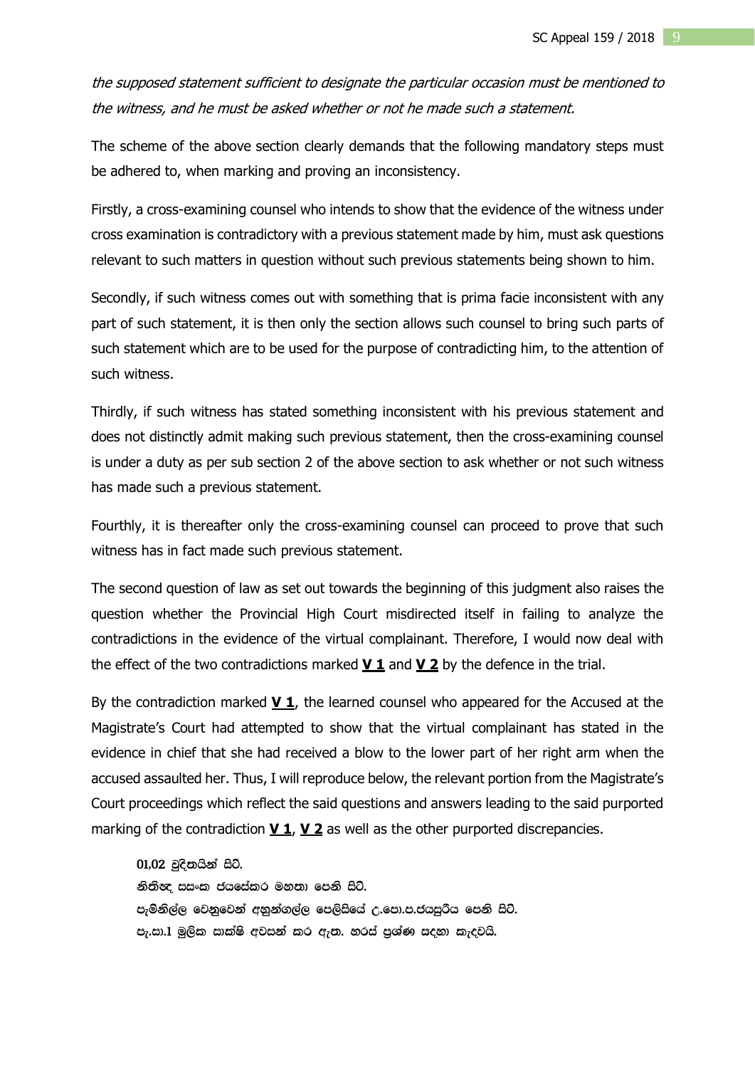*the supposed statement sufficient to designate the particular occasion must be mentioned to the witness, and he must be asked whether or not he made such a statement.*

The scheme of the above section clearly demands that the following mandatory steps must be adhered to, when marking and proving an inconsistency.

Firstly, a cross-examining counsel who intends to show that the evidence of the witness under cross examination is contradictory with a previous statement made by him, must ask questions relevant to such matters in question without such previous statements being shown to him.

Secondly, if such witness comes out with something that is prima facie inconsistent with any part of such statement, it is then only the section allows such counsel to bring such parts of such statement which are to be used for the purpose of contradicting him, to the attention of such witness.

Thirdly, if such witness has stated something inconsistent with his previous statement and does not distinctly admit making such previous statement, then the cross-examining counsel is under a duty as per sub section 2 of the above section to ask whether or not such witness has made such a previous statement.

Fourthly, it is thereafter only the cross-examining counsel can proceed to prove that such witness has in fact made such previous statement.

The second question of law as set out towards the beginning of this judgment also raises the question whether the Provincial High Court misdirected itself in failing to analyze the contradictions in the evidence of the virtual complainant. Therefore, I would now deal with the effect of the two contradictions marked **V 1** and **V 2** by the defence in the trial.

By the contradiction marked **V 1**, the learned counsel who appeared for the Accused at the Magistrate's Court had attempted to show that the virtual complainant has stated in the evidence in chief that she had received a blow to the lower part of her right arm when the accused assaulted her. Thus, I will reproduce below, the relevant portion from the Magistrate's Court proceedings which reflect the said questions and answers leading to the said purported marking of the contradiction **V 1**, **V 2** as well as the other purported discrepancies.

> **01,02** චූදිතයින් සිටි.
> නීතිඥ සසංක ජයසේකර මහතා පෙනී සිටී.
> පැමිනිල්ල වෙනුවෙන් අනුන්ගල්ල පෙලිසියේ උ.පො.ප.ජයසූරිය පෙනී සිටී.
> පැ.සා.1 මූලික සාක්ෂි අවසන් කර ඇත. හරස් ප්‍රශ්ණ සඳහා කැඳවයි.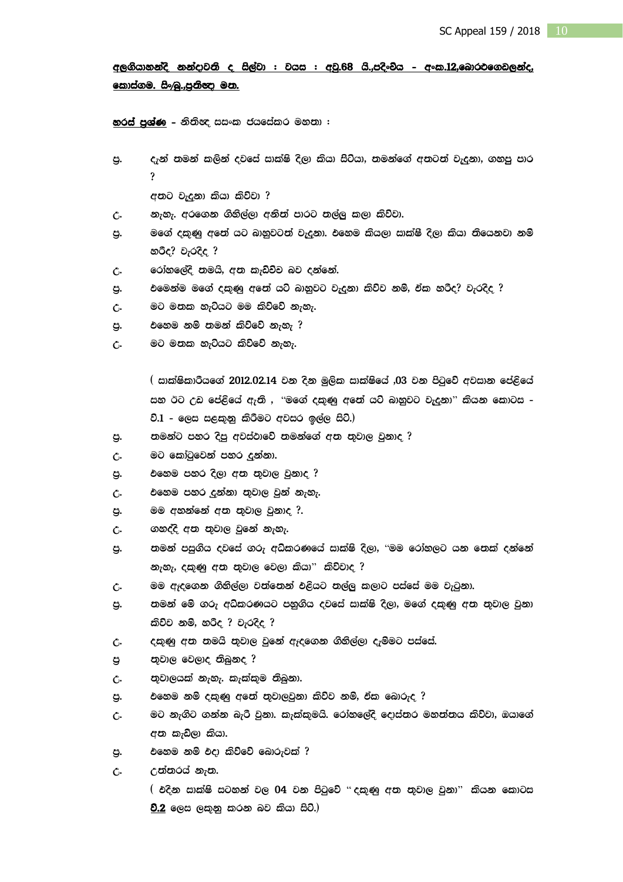**<u>අලගියාහන්දි නන්දාවතී ද සිල්වා : වයස : අවු.68 යි.,පදිංචිය - අංක.12,බොරළුගෙවලන්ද, කොස්ගම. සිංහල.,ප්‍රතිඥා මත.</u>**

**<u>හරස් ප්‍රශ්ණ</u>** - නීතිඥ සසංක ජයසේකර මහතා :

ප්‍ර. දැන් තමන් කලින් දවසේ සාක්ෂි දිලා කියා සිටියා, තමන්ගේ අතටත් වැදුනා, ගහපු පාර ?

අතට වැදුනා කියා කිව්වා ?

උ. නැහැ. අරගෙන ගිහිල්ලා අනිත් පාරට තල්ලු කලා කිව්වා.

ප්‍ර. මගේ දකුණු අතේ යට බාහුවටත් වැදුනා. එහෙම කියලා සාක්ෂි දිලා කියා තියෙනවා නම් හරිද? වැරදිද ?

උ. රෝහලේදි තමයි, අත කැඩිච්ච බව දන්නේ.

ප්‍ර. එමෙන්ම මගේ දකුණු අතේ යටි බාහුවට වැදුනා කිව්ව නම්, ඒක හරිද? වැරදිද ?

උ. මට මතක හැටියට මම කිව්වේ නැහැ.

ප්‍ර. එහෙම නම් තමන් කිව්වේ නැහැ ?

උ. මට මතක හැටියට කිව්වේ නැහැ.

( සාක්ෂිකාරියගේ 2012.02.14 වන දින මූලික සාක්ෂියේ ,03 වන පිටුවේ අවසාන පේළියේ සහ ඊට උඩ පේළියේ ඇති , "මගේ දකුණු අතේ යටි බාහුවට වැදුනා" කියන කොටස - වි.1 - ලෙස සළකුනු කිරිමට අවසර ඉල්ල සිටි.)

ප්‍ර. තමන්ට පහර දීපු අවස්ථාවේ තමන්ගේ අත තුවාල වුනාද ?

උ. මට කෝටුවෙන් පහර දුන්නා.

ප්‍ර. එහෙම පහර දිලා අත තුවාල වුනාද ?

උ. එහෙම පහර දුන්නා තුවාල වුන් නැහැ.

ප්‍ර. මම අහන්නේ අත තුවාල වුනාද ?.

උ. ගහද්දි අත තුවාල වුනේ නැහැ.

ප්‍ර. තමන් පසුගිය දවසේ ගරු අධිකරණයේ සාක්ෂි දිලා, "මම රෝහලට යන තෙක් දන්නේ නැහැ, දකුණු අත තුවාල වෙලා කියා" කිව්වාද ?

උ. මම ඇදගෙන ගිහිල්ලා වත්තෙන් එළියට තල්ලු කලාට පස්සේ මම වැටුනා.

ප්‍ර. තමන් මේ ගරු අධිකරණයට පහුගිය දවසේ සාක්ෂි දිලා, මගේ දකුණු අත තුවාල වුනා කිව්ව නම්, හරිද ? වැරදිද ?

උ. දකුණු අත තමයි තුවාල වුනේ ඇදගෙන ගිහිල්ලා දැම්මට පස්සේ.

ප්‍ර තුවාල වෙලාද තිබුනද ?

උ. තුවාලයක් නැහැ. කැක්කුම තිබුනා.

ප්‍ර. එහෙම නම් දකුණු අතේ තුවාලවුනා කිව්ව නම්, ඒක බොරුද ?

උ. මට නැගිට ගන්න බැරි වුනා. කැක්කුමයි. රෝහලේදි දොස්තර මහත්තය කිව්වා, ඔයාගේ අත කැඩිලා කියා.

ප්‍ර. එහෙම නම් එදා කිව්වේ බොරුවක් ?

උ. උත්තරයක් නැත.

( එදින සාක්ෂි සටහන් වල 04 වන පිටුවේ " දකුණු අත තුවාල වුනා" කියන කොටස **<u>වි.2</u>** ලෙස ලකුනු කරන බව කියා සිටි.)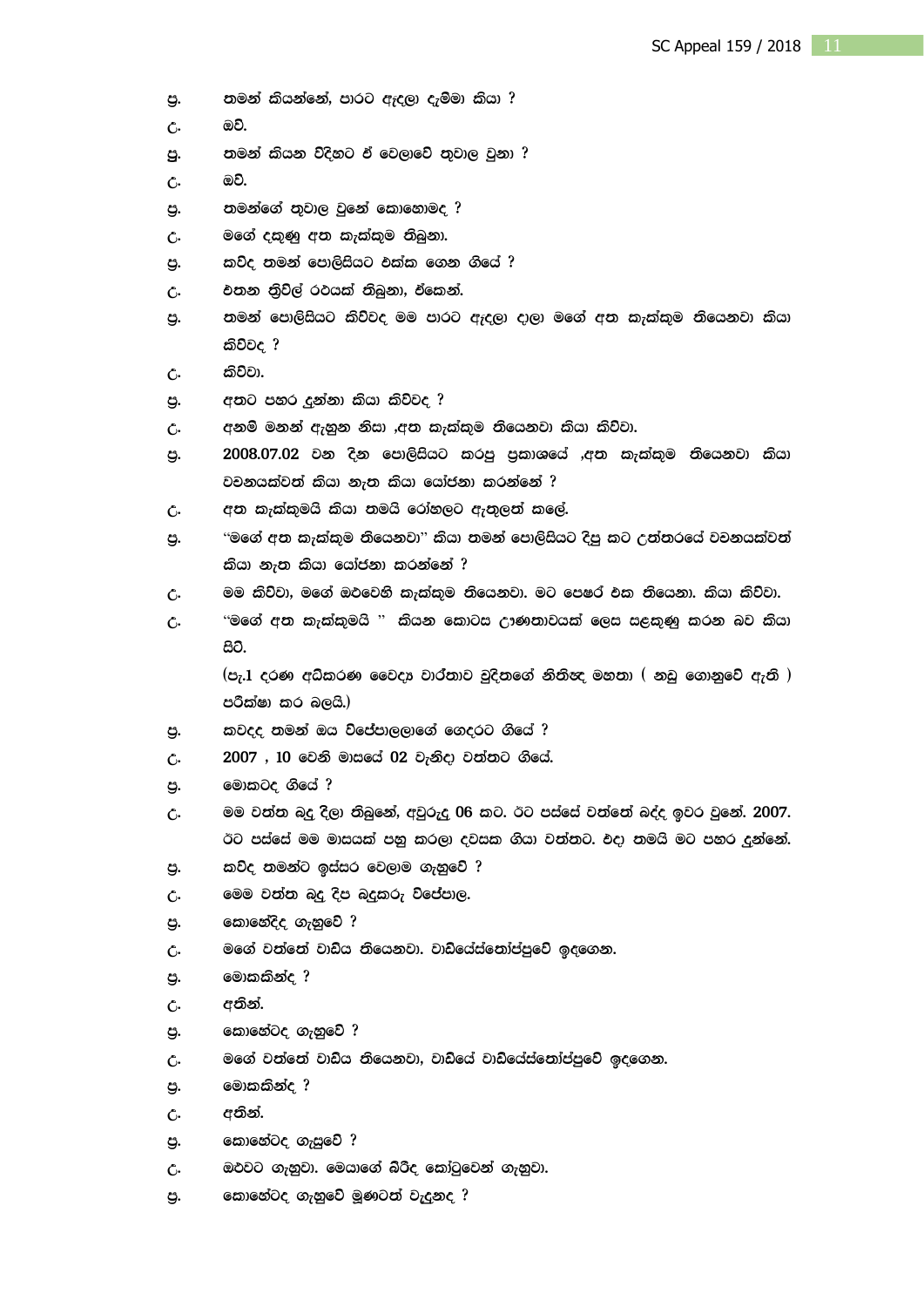ප්‍ර. තමන් කියන්නේ, පාරට ඇදලා දැම්මා කියා ?

උ. ඔව්.

ප්‍ර. තමන් කියන විදිහට ඒ වෙලාවේ තුවාල වුනා ?

උ. ඔව්.

ප්‍ර. තමන්ගේ තුවාල වුනේ කොහොමද ?

උ. මගේ දකුණු අත කැක්කුම තිබුනා.

ප්‍ර. කව්ද තමන් පොලිසියට එක්ක ගෙන ගියේ ?

උ. එතන ත්‍රිවිල් රථයක් තිබුනා, ඒකෙන්.

ප්‍ර. තමන් පොලිසියට කිව්වද මම පාරට ඇදලා දාලා මගේ අත කැක්කුම තියෙනවා කියා කිව්වද ?

උ. කිව්වා.

ප්‍ර. අතට පහර දුන්නා කියා කිව්වද ?

උ. අනම් මනන් ඇහුන නිසා ,අත කැක්කුම තියෙනවා කියා කිව්වා.

ප්‍ර. 2008.07.02 වන දින පොලිසියට කරපු ප්‍රකාශයේ ,අත කැක්කුම තියෙනවා කියා වචනයක්වත් කියා නැත කියා යෝජනා කරන්නේ ?

උ. අත කැක්කුමයි කියා තමයි රෝහලට ඇතුලත් කලේ.

ප්‍ර. "මගේ අත කැක්කුම තියෙනවා" කියා තමන් පොලිසියට දිපු කට උත්තරයේ වචනයක්වත් කියා නැත කියා යෝජනා කරන්නේ ?

උ. මම කිව්වා, මගේ ඔළුවෙහි කැක්කුම තියෙනවා. මට පෙෂර් එක තියෙනා. කියා කිව්වා.

උ. "මගේ අත කැක්කුමයි " කියන කොටස ඌණතාවයක් ලෙස සළකුණු කරන බව කියා සිටී.

(පැ.1 දරණ අධිකරණ වෛද්‍ය වාර්තාව වුදිතගේ නිතිඥ මහතා ( නඩු ගොනුවේ ඇති ) පරීක්ෂා කර බලයි.)

ප්‍ර. කවදද තමන් ඔය විජේපාලලාගේ ගෙදරට ගියේ ?

උ. 2007 , 10 වෙනි මාසයේ 02 වැනිදා වත්තට ගියේ.

ප්‍ර. මොකටද ගියේ ?

උ. මම වත්ත බදු දීලා තිබුනේ, අවුරුදු 06 කට. ඊට පස්සේ වත්තේ බද්ද ඉවර වුනේ. 2007. ඊට පස්සේ මම මාසයක් පහු කරලා දවසක ගියා වත්තට. එදා තමයි මට පහර දුන්නේ.

ප්‍ර. කව්ද තමන්ට ඉස්සර වෙලාම ගැහුවේ ?

උ. මෙම වත්ත බදු දිප බදුකරු විජේපාල.

ප්‍ර. කොහේද්ද ගැහුවේ ?

උ. මගේ වත්තේ වාඩිය තියෙනවා. වාඩියේස්තෝප්පුවේ ඉඳගෙන.

ප්‍ර. මොකකින්ද ?

උ. අතින්.

ප්‍ර. කොහේටද ගැහුවේ ?

උ. මගේ වත්තේ වාඩිය තියෙනවා, වාඩියේ වාඩියේස්තෝප්පුවේ ඉඳගෙන.

ප්‍ර. මොකකින්ද ?

උ. අතින්.

ප්‍ර. කොහේටද ගැසුවේ ?

උ. ඔළුවට ගැහුවා. මෙයාගේ බිරිද කෝටුවෙන් ගැහුවා.

ප්‍ර. කොහේටද ගැහුවේ මූණටත් වැදුනද ?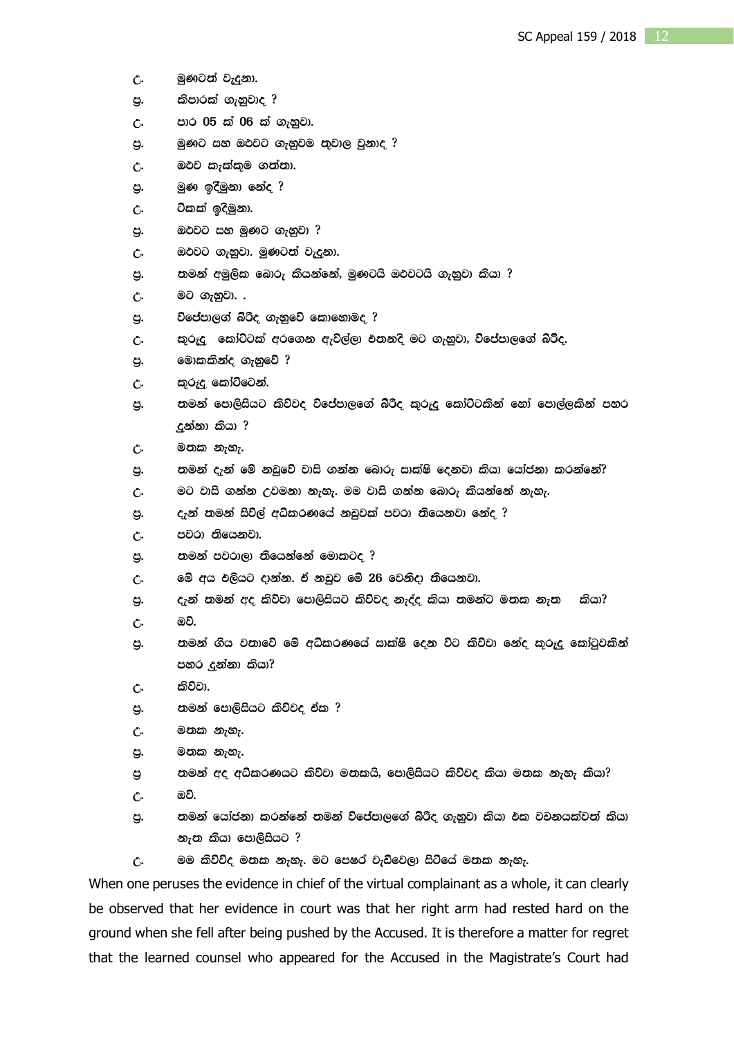උ. මුණටත් වැදුනා.

ප්‍ර. කීපාරක් ගැහුවාද ?

උ. පාර 05 ක් 06 ක් ගැහුවා.

ප්‍ර. මුණට සහ ඔළුවට ගැහුවම තුවාල වුනාද ?

උ. ඔළුව කැක්කුම ගත්තා.

ප්‍ර. මුණ ඉදිමුනා නේද ?

උ. ටිකක් ඉදිමුනා.

ප්‍ර. ඔළුවට සහ මුණට ගැහුවා ?

උ. ඔළුවට ගැහුවා. මුණටත් වැදුනා.

ප්‍ර. තමන් අමූලික බොරු කියන්නේ, මුණටයි ඔළුවටයි ගැහුවා කියා ?

උ. මට ගැහුවා. .

ප්‍ර. විජේපාලගේ බිරිද ගැහුවේ කොහොමද ?

උ. කුරුඳු කෝට්ටක් අරගෙන ඇවිල්ලා එතනදි මට ගැහුවා, විජේපාලගේ බිරිද.

ප්‍ර. මොකකින්ද ගැහුවේ ?

උ. කුරුඳු කෝට්ටෙන්.

ප්‍ර. තමන් පොලිසියට කිව්වද විජේපාලගේ බිරිද කුරුඳු කෝට්ටකින් හෝ පොල්ලකින් පහර දුන්නා කියා ?

උ. මතක නැහැ.

ප්‍ර. තමන් දැන් මේ නඩුවේ වාසි ගන්න බොරු සාක්ෂි දෙනවා කියා යෝජනා කරන්නේ?

උ. මට වාසි ගන්න උවමනා නැහැ. මම වාසි ගන්න බොරු කියන්නේ නැහැ.

ප්‍ර. දැන් තමන් සිවිල් අධිකරණයේ නඩුවක් පවරා තියෙනවා නේද ?

උ. පවරා තියෙනවා.

ප්‍ර. තමන් පවරාලා තියෙන්නේ මොකටද ?

උ. මේ අය එලියට දාන්න. ඒ නඩුව මේ 26 වෙනිදා තියෙනවා.

ප්‍ර. දැන් තමන් අද කිව්වා පොලිසියට කිව්වද නැද්ද කියා තමන්ට මතක නැත කියා?

උ. ඔව්.

ප්‍ර. තමන් ගිය වතාවේ මේ අධිකරණයේ සාක්ෂි දෙන විට කිව්වා නේද කුරුඳු කෝටුවකින් පහර දුන්නා කියා?

උ. කිව්වා.

ප්‍ර. තමන් පොලිසියට කිව්වද ඒක ?

උ. මතක නැහැ.

ප්‍ර. මතක නැහැ.

ප්‍ර තමන් අද අධිකරණයට කිව්වා මතකයි, පොලිසියට කිව්වද කියා මතක නැහැ කියා?

උ. ඔව්.

ප්‍ර. තමන් යෝජනා කරන්නේ තමන් විජේපාලගේ බිරිද ගැහුවා කියා එක වචනයක්වත් කියා නැත කියා පොලිසියට ?

උ. මම කිව්විද මතක නැහැ. මට පෙෂර් වැඩිවෙලා සිටියේ මතක නැහැ.

When one peruses the evidence in chief of the virtual complainant as a whole, it can clearly be observed that her evidence in court was that her right arm had rested hard on the ground when she fell after being pushed by the Accused. It is therefore a matter for regret that the learned counsel who appeared for the Accused in the Magistrate's Court had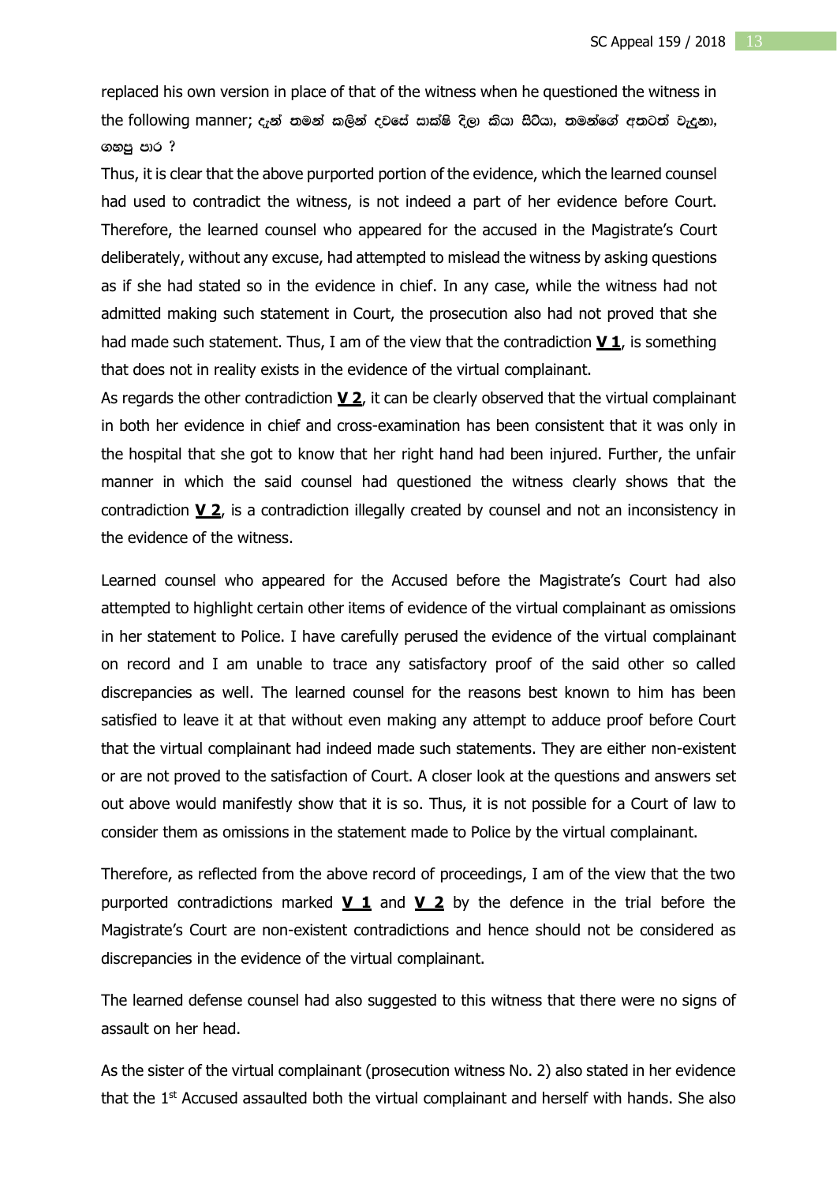replaced his own version in place of that of the witness when he questioned the witness in the following manner; දැන් තමන් කලින් දවසේ සාක්ෂි දීලා කියා සිටියා, තමන්ගේ අතටත් වැදුනා, ගහපු පාර ?

Thus, it is clear that the above purported portion of the evidence, which the learned counsel had used to contradict the witness, is not indeed a part of her evidence before Court. Therefore, the learned counsel who appeared for the accused in the Magistrate's Court deliberately, without any excuse, had attempted to mislead the witness by asking questions as if she had stated so in the evidence in chief. In any case, while the witness had not admitted making such statement in Court, the prosecution also had not proved that she had made such statement. Thus, I am of the view that the contradiction **V 1**, is something that does not in reality exists in the evidence of the virtual complainant.

As regards the other contradiction **V 2**, it can be clearly observed that the virtual complainant in both her evidence in chief and cross-examination has been consistent that it was only in the hospital that she got to know that her right hand had been injured. Further, the unfair manner in which the said counsel had questioned the witness clearly shows that the contradiction **V 2**, is a contradiction illegally created by counsel and not an inconsistency in the evidence of the witness.

Learned counsel who appeared for the Accused before the Magistrate's Court had also attempted to highlight certain other items of evidence of the virtual complainant as omissions in her statement to Police. I have carefully perused the evidence of the virtual complainant on record and I am unable to trace any satisfactory proof of the said other so called discrepancies as well. The learned counsel for the reasons best known to him has been satisfied to leave it at that without even making any attempt to adduce proof before Court that the virtual complainant had indeed made such statements. They are either non-existent or are not proved to the satisfaction of Court. A closer look at the questions and answers set out above would manifestly show that it is so. Thus, it is not possible for a Court of law to consider them as omissions in the statement made to Police by the virtual complainant.

Therefore, as reflected from the above record of proceedings, I am of the view that the two purported contradictions marked **V 1** and **V 2** by the defence in the trial before the Magistrate's Court are non-existent contradictions and hence should not be considered as discrepancies in the evidence of the virtual complainant.

The learned defense counsel had also suggested to this witness that there were no signs of assault on her head.

As the sister of the virtual complainant (prosecution witness No. 2) also stated in her evidence that the 1st Accused assaulted both the virtual complainant and herself with hands. She also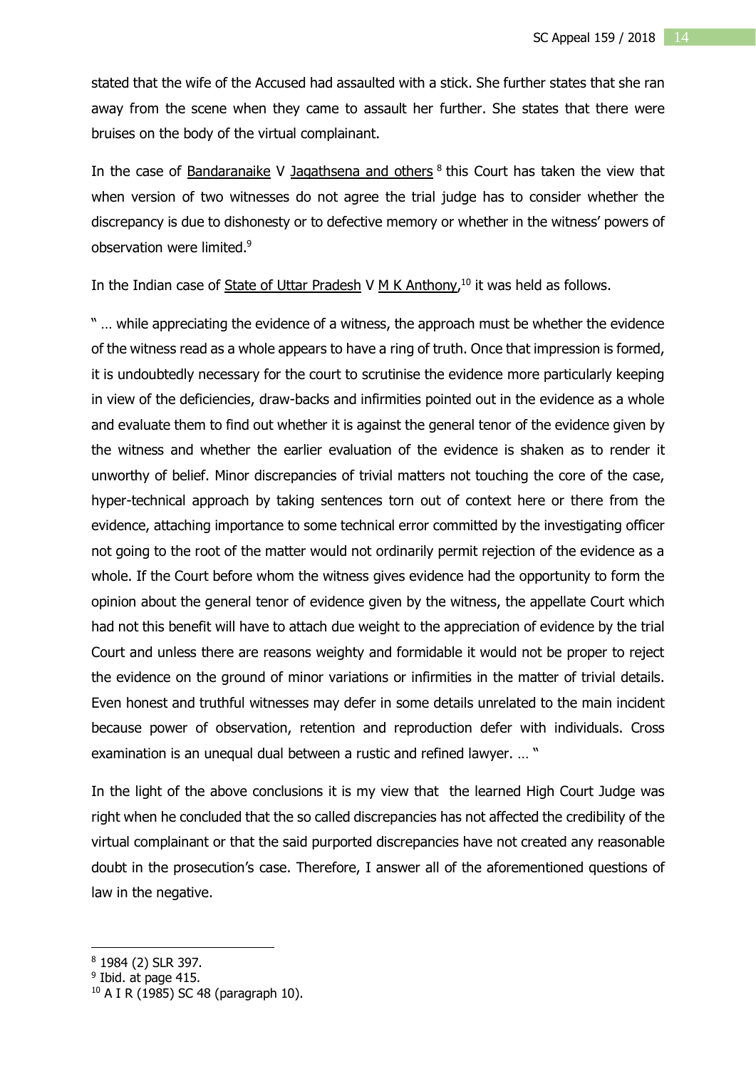stated that the wife of the Accused had assaulted with a stick. She further states that she ran away from the scene when they came to assault her further. She states that there were bruises on the body of the virtual complainant.

In the case of Bandaranaike V Jagathsena and others [8] this Court has taken the view that when version of two witnesses do not agree the trial judge has to consider whether the discrepancy is due to dishonesty or to defective memory or whether in the witness' powers of observation were limited.[9]

In the Indian case of State of Uttar Pradesh V M K Anthony,[10] it was held as follows.

" … while appreciating the evidence of a witness, the approach must be whether the evidence of the witness read as a whole appears to have a ring of truth. Once that impression is formed, it is undoubtedly necessary for the court to scrutinise the evidence more particularly keeping in view of the deficiencies, draw-backs and infirmities pointed out in the evidence as a whole and evaluate them to find out whether it is against the general tenor of the evidence given by the witness and whether the earlier evaluation of the evidence is shaken as to render it unworthy of belief. Minor discrepancies of trivial matters not touching the core of the case, hyper-technical approach by taking sentences torn out of context here or there from the evidence, attaching importance to some technical error committed by the investigating officer not going to the root of the matter would not ordinarily permit rejection of the evidence as a whole. If the Court before whom the witness gives evidence had the opportunity to form the opinion about the general tenor of evidence given by the witness, the appellate Court which had not this benefit will have to attach due weight to the appreciation of evidence by the trial Court and unless there are reasons weighty and formidable it would not be proper to reject the evidence on the ground of minor variations or infirmities in the matter of trivial details. Even honest and truthful witnesses may defer in some details unrelated to the main incident because power of observation, retention and reproduction defer with individuals. Cross examination is an unequal dual between a rustic and refined lawyer. … "

In the light of the above conclusions it is my view that the learned High Court Judge was right when he concluded that the so called discrepancies has not affected the credibility of the virtual complainant or that the said purported discrepancies have not created any reasonable doubt in the prosecution's case. Therefore, I answer all of the aforementioned questions of law in the negative.

---

[8] 1984 (2) SLR 397.

[9] Ibid. at page 415.

[10] A I R (1985) SC 48 (paragraph 10).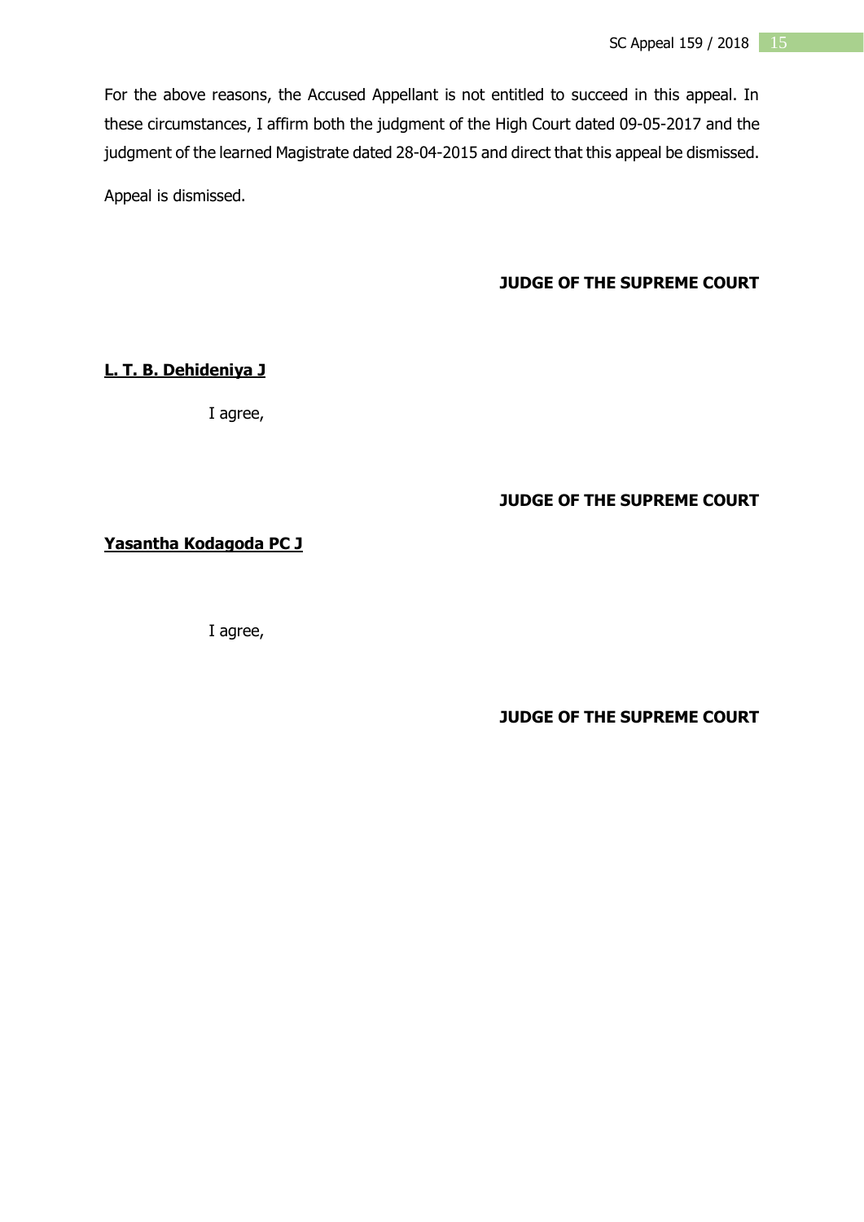For the above reasons, the Accused Appellant is not entitled to succeed in this appeal. In these circumstances, I affirm both the judgment of the High Court dated 09-05-2017 and the judgment of the learned Magistrate dated 28-04-2015 and direct that this appeal be dismissed.

Appeal is dismissed.

**JUDGE OF THE SUPREME COURT**

**L. T. B. Dehideniya J**

I agree,

**JUDGE OF THE SUPREME COURT**

**Yasantha Kodagoda PC J**

I agree,

**JUDGE OF THE SUPREME COURT**